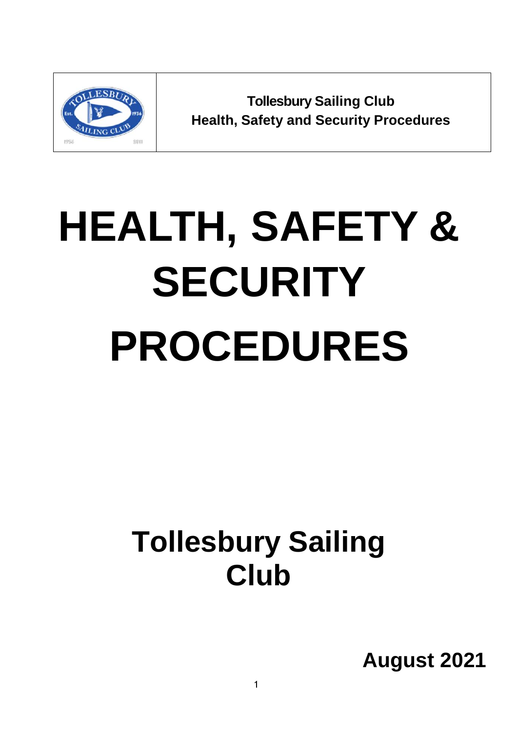| | Tollesbury Sailing Club<br>Health, Safety and Security Procedures |
|---|---|

# HEALTH, SAFETY & SECURITY PROCEDURES

## Tollesbury Sailing Club

**August 2021**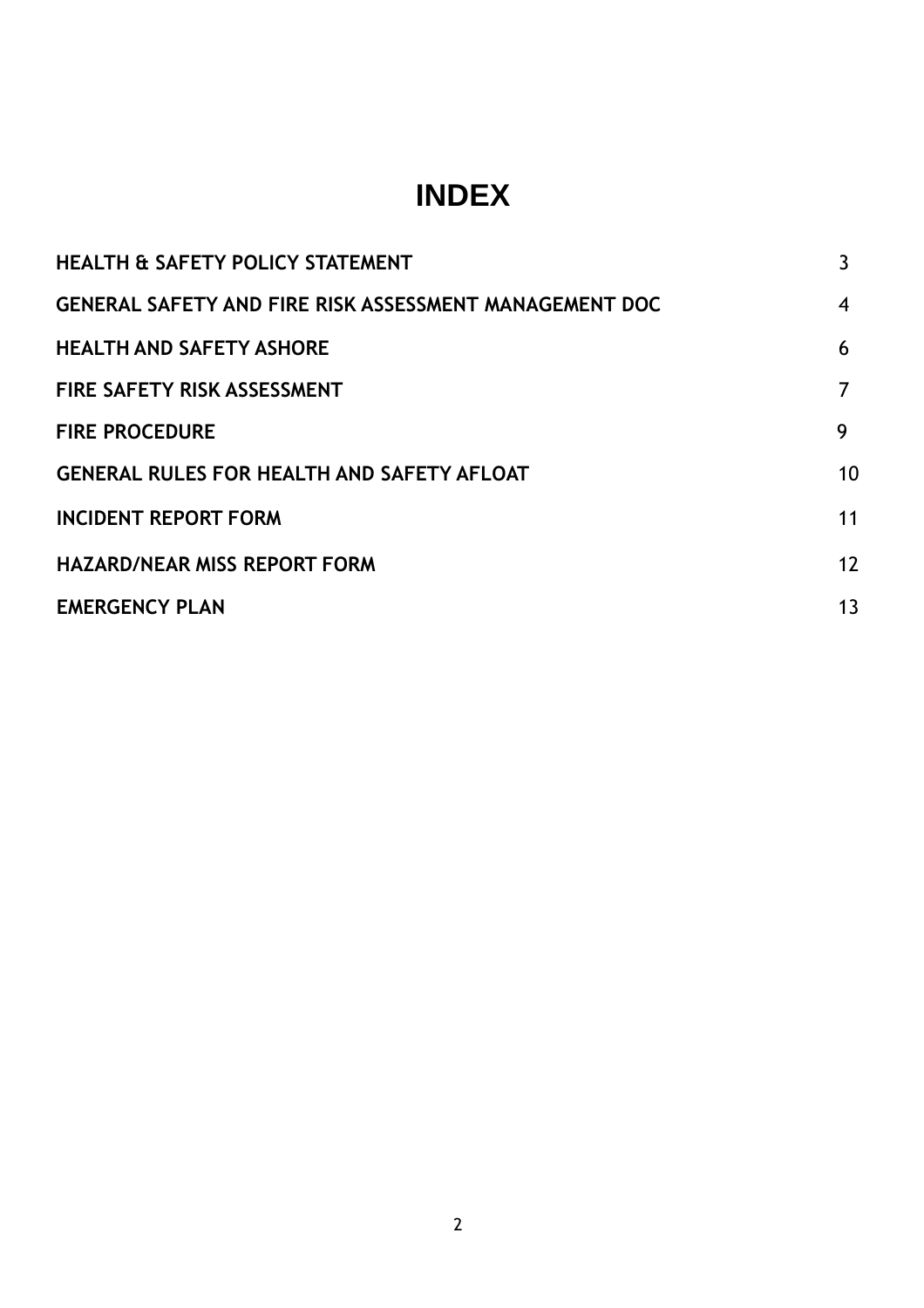# INDEX

| | |
|---|---|
| **HEALTH & SAFETY POLICY STATEMENT** | 3 |
| **GENERAL SAFETY AND FIRE RISK ASSESSMENT MANAGEMENT DOC** | 4 |
| **HEALTH AND SAFETY ASHORE** | 6 |
| **FIRE SAFETY RISK ASSESSMENT** | 7 |
| **FIRE PROCEDURE** | 9 |
| **GENERAL RULES FOR HEALTH AND SAFETY AFLOAT** | 10 |
| **INCIDENT REPORT FORM** | 11 |
| **HAZARD/NEAR MISS REPORT FORM** | 12 |
| **EMERGENCY PLAN** | 13 |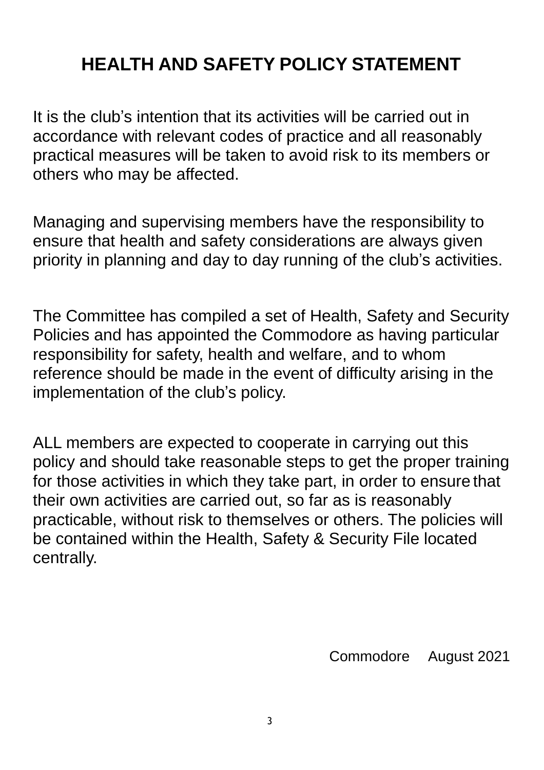# HEALTH AND SAFETY POLICY STATEMENT

It is the club's intention that its activities will be carried out in accordance with relevant codes of practice and all reasonably practical measures will be taken to avoid risk to its members or others who may be affected.

Managing and supervising members have the responsibility to ensure that health and safety considerations are always given priority in planning and day to day running of the club's activities.

The Committee has compiled a set of Health, Safety and Security Policies and has appointed the Commodore as having particular responsibility for safety, health and welfare, and to whom reference should be made in the event of difficulty arising in the implementation of the club's policy.

ALL members are expected to cooperate in carrying out this policy and should take reasonable steps to get the proper training for those activities in which they take part, in order to ensure that their own activities are carried out, so far as is reasonably practicable, without risk to themselves or others. The policies will be contained within the Health, Safety & Security File located centrally.

Commodore August 2021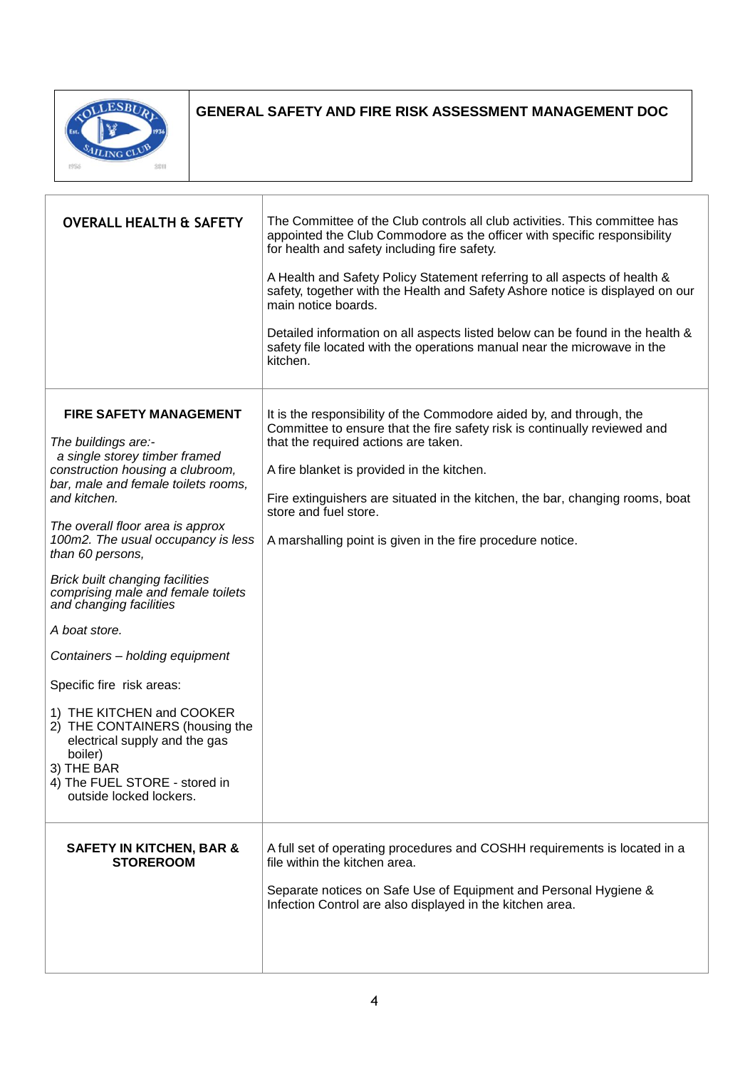# GENERAL SAFETY AND FIRE RISK ASSESSMENT MANAGEMENT DOC

| | |
|---|---|
| **OVERALL HEALTH & SAFETY** | The Committee of the Club controls all club activities. This committee has appointed the Club Commodore as the officer with specific responsibility for health and safety including fire safety.<br><br>A Health and Safety Policy Statement referring to all aspects of health & safety, together with the Health and Safety Ashore notice is displayed on our main notice boards.<br><br>Detailed information on all aspects listed below can be found in the health & safety file located with the operations manual near the microwave in the kitchen. |
| **FIRE SAFETY MANAGEMENT**<br><br>*The buildings are:-*<br>*a single storey timber framed construction housing a clubroom, bar, male and female toilets rooms, and kitchen.*<br><br>*The overall floor area is approx 100m2. The usual occupancy is less than 60 persons,*<br><br>*Brick built changing facilities comprising male and female toilets and changing facilities*<br><br>*A boat store.*<br><br>*Containers – holding equipment*<br><br>Specific fire risk areas:<br><br>1) THE KITCHEN and COOKER<br>2) THE CONTAINERS (housing the electrical supply and the gas boiler)<br>3) THE BAR<br>4) The FUEL STORE - stored in outside locked lockers. | It is the responsibility of the Commodore aided by, and through, the Committee to ensure that the fire safety risk is continually reviewed and that the required actions are taken.<br><br>A fire blanket is provided in the kitchen.<br><br>Fire extinguishers are situated in the kitchen, the bar, changing rooms, boat store and fuel store.<br><br>A marshalling point is given in the fire procedure notice. |
| **SAFETY IN KITCHEN, BAR & STOREROOM** | A full set of operating procedures and COSHH requirements is located in a file within the kitchen area.<br><br>Separate notices on Safe Use of Equipment and Personal Hygiene & Infection Control are also displayed in the kitchen area. |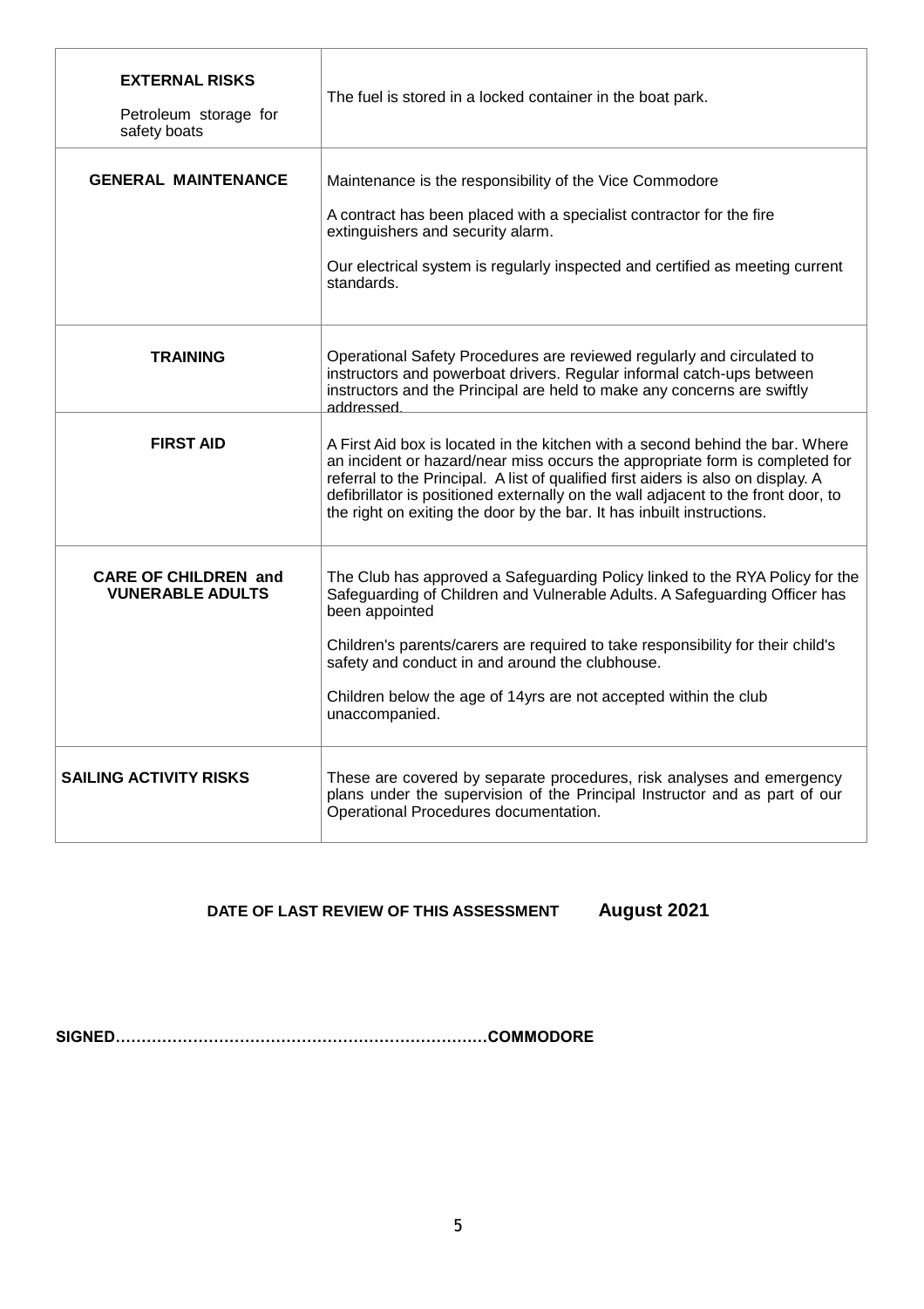| | |
|---|---|
| **EXTERNAL RISKS**<br><br>Petroleum storage for safety boats | The fuel is stored in a locked container in the boat park. |
| **GENERAL MAINTENANCE** | Maintenance is the responsibility of the Vice Commodore<br><br>A contract has been placed with a specialist contractor for the fire extinguishers and security alarm.<br><br>Our electrical system is regularly inspected and certified as meeting current standards. |
| **TRAINING** | Operational Safety Procedures are reviewed regularly and circulated to instructors and powerboat drivers. Regular informal catch-ups between instructors and the Principal are held to make any concerns are swiftly addressed. |
| **FIRST AID** | A First Aid box is located in the kitchen with a second behind the bar. Where an incident or hazard/near miss occurs the appropriate form is completed for referral to the Principal. A list of qualified first aiders is also on display. A defibrillator is positioned externally on the wall adjacent to the front door, to the right on exiting the door by the bar. It has inbuilt instructions. |
| **CARE OF CHILDREN and VUNERABLE ADULTS** | The Club has approved a Safeguarding Policy linked to the RYA Policy for the Safeguarding of Children and Vulnerable Adults. A Safeguarding Officer has been appointed<br><br>Children's parents/carers are required to take responsibility for their child's safety and conduct in and around the clubhouse.<br><br>Children below the age of 14yrs are not accepted within the club unaccompanied. |
| **SAILING ACTIVITY RISKS** | These are covered by separate procedures, risk analyses and emergency plans under the supervision of the Principal Instructor and as part of our Operational Procedures documentation. |

**DATE OF LAST REVIEW OF THIS ASSESSMENT** **August 2021**

**SIGNED………………………………………………………………COMMODORE**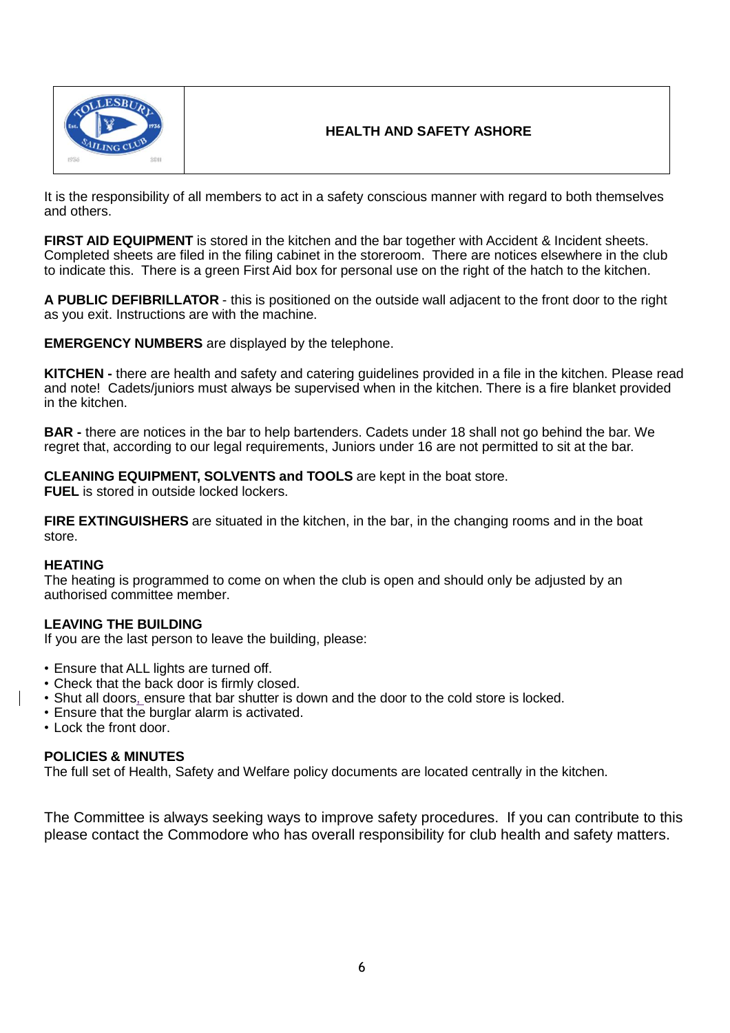# HEALTH AND SAFETY ASHORE

It is the responsibility of all members to act in a safety conscious manner with regard to both themselves and others.

**FIRST AID EQUIPMENT** is stored in the kitchen and the bar together with Accident & Incident sheets. Completed sheets are filed in the filing cabinet in the storeroom. There are notices elsewhere in the club to indicate this. There is a green First Aid box for personal use on the right of the hatch to the kitchen.

**A PUBLIC DEFIBRILLATOR** - this is positioned on the outside wall adjacent to the front door to the right as you exit. Instructions are with the machine.

**EMERGENCY NUMBERS** are displayed by the telephone.

**KITCHEN -** there are health and safety and catering guidelines provided in a file in the kitchen. Please read and note! Cadets/juniors must always be supervised when in the kitchen. There is a fire blanket provided in the kitchen.

**BAR -** there are notices in the bar to help bartenders. Cadets under 18 shall not go behind the bar. We regret that, according to our legal requirements, Juniors under 16 are not permitted to sit at the bar.

**CLEANING EQUIPMENT, SOLVENTS and TOOLS** are kept in the boat store.
**FUEL** is stored in outside locked lockers.

**FIRE EXTINGUISHERS** are situated in the kitchen, in the bar, in the changing rooms and in the boat store.

**HEATING**
The heating is programmed to come on when the club is open and should only be adjusted by an authorised committee member.

**LEAVING THE BUILDING**
If you are the last person to leave the building, please:

- Ensure that ALL lights are turned off.
- Check that the back door is firmly closed.
- Shut all doors, ensure that bar shutter is down and the door to the cold store is locked.
- Ensure that the burglar alarm is activated.
- Lock the front door.

**POLICIES & MINUTES**
The full set of Health, Safety and Welfare policy documents are located centrally in the kitchen.

The Committee is always seeking ways to improve safety procedures. If you can contribute to this please contact the Commodore who has overall responsibility for club health and safety matters.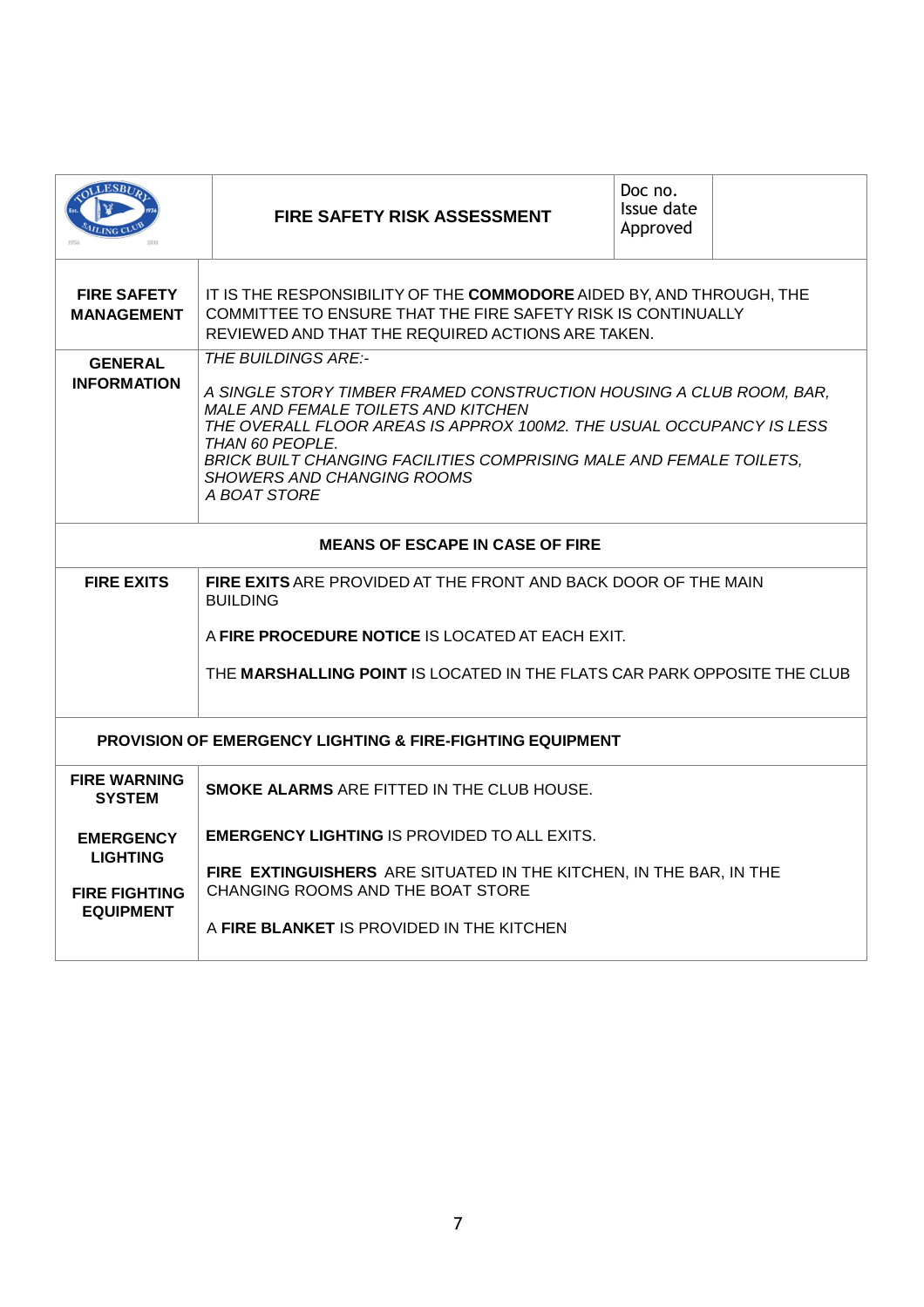| | FIRE SAFETY RISK ASSESSMENT | Doc no.<br>Issue date<br>Approved | |
|---|---|---|---|

| | |
|---|---|
| **FIRE SAFETY MANAGEMENT** | IT IS THE RESPONSIBILITY OF THE **COMMODORE** AIDED BY, AND THROUGH, THE COMMITTEE TO ENSURE THAT THE FIRE SAFETY RISK IS CONTINUALLY REVIEWED AND THAT THE REQUIRED ACTIONS ARE TAKEN. |
| **GENERAL INFORMATION** | *THE BUILDINGS ARE:-*<br><br>*A SINGLE STORY TIMBER FRAMED CONSTRUCTION HOUSING A CLUB ROOM, BAR, MALE AND FEMALE TOILETS AND KITCHEN*<br>*THE OVERALL FLOOR AREAS IS APPROX 100M2. THE USUAL OCCUPANCY IS LESS THAN 60 PEOPLE.*<br>*BRICK BUILT CHANGING FACILITIES COMPRISING MALE AND FEMALE TOILETS, SHOWERS AND CHANGING ROOMS*<br>*A BOAT STORE* |
| **MEANS OF ESCAPE IN CASE OF FIRE** | |
| **FIRE EXITS** | **FIRE EXITS** ARE PROVIDED AT THE FRONT AND BACK DOOR OF THE MAIN BUILDING<br><br>A **FIRE PROCEDURE NOTICE** IS LOCATED AT EACH EXIT.<br><br>THE **MARSHALLING POINT** IS LOCATED IN THE FLATS CAR PARK OPPOSITE THE CLUB |
| **PROVISION OF EMERGENCY LIGHTING & FIRE-FIGHTING EQUIPMENT** | |
| **FIRE WARNING SYSTEM** | **SMOKE ALARMS** ARE FITTED IN THE CLUB HOUSE. |
| **EMERGENCY LIGHTING** | **EMERGENCY LIGHTING** IS PROVIDED TO ALL EXITS. |
| **FIRE FIGHTING EQUIPMENT** | **FIRE EXTINGUISHERS** ARE SITUATED IN THE KITCHEN, IN THE BAR, IN THE CHANGING ROOMS AND THE BOAT STORE<br><br>A **FIRE BLANKET** IS PROVIDED IN THE KITCHEN |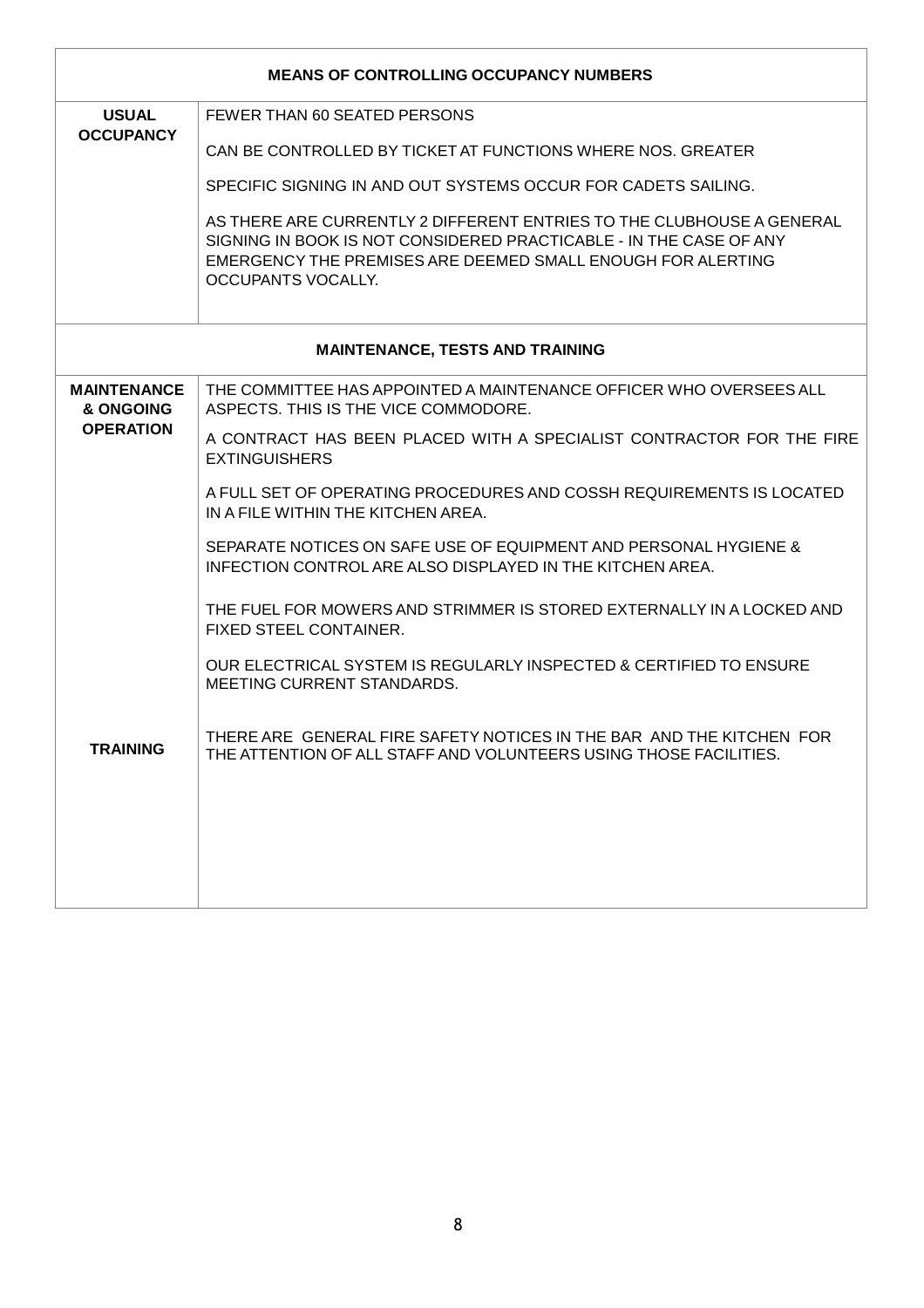| MEANS OF CONTROLLING OCCUPANCY NUMBERS | |
|---|---|
| **USUAL OCCUPANCY** | FEWER THAN 60 SEATED PERSONS<br><br>CAN BE CONTROLLED BY TICKET AT FUNCTIONS WHERE NOS. GREATER<br><br>SPECIFIC SIGNING IN AND OUT SYSTEMS OCCUR FOR CADETS SAILING.<br><br>AS THERE ARE CURRENTLY 2 DIFFERENT ENTRIES TO THE CLUBHOUSE A GENERAL SIGNING IN BOOK IS NOT CONSIDERED PRACTICABLE - IN THE CASE OF ANY EMERGENCY THE PREMISES ARE DEEMED SMALL ENOUGH FOR ALERTING OCCUPANTS VOCALLY. |

| MAINTENANCE, TESTS AND TRAINING | |
|---|---|
| **MAINTENANCE & ONGOING OPERATION** | THE COMMITTEE HAS APPOINTED A MAINTENANCE OFFICER WHO OVERSEES ALL ASPECTS. THIS IS THE VICE COMMODORE.<br><br>A CONTRACT HAS BEEN PLACED WITH A SPECIALIST CONTRACTOR FOR THE FIRE EXTINGUISHERS<br><br>A FULL SET OF OPERATING PROCEDURES AND COSSH REQUIREMENTS IS LOCATED IN A FILE WITHIN THE KITCHEN AREA.<br><br>SEPARATE NOTICES ON SAFE USE OF EQUIPMENT AND PERSONAL HYGIENE & INFECTION CONTROL ARE ALSO DISPLAYED IN THE KITCHEN AREA.<br><br>THE FUEL FOR MOWERS AND STRIMMER IS STORED EXTERNALLY IN A LOCKED AND FIXED STEEL CONTAINER.<br><br>OUR ELECTRICAL SYSTEM IS REGULARLY INSPECTED & CERTIFIED TO ENSURE MEETING CURRENT STANDARDS. |
| **TRAINING** | THERE ARE GENERAL FIRE SAFETY NOTICES IN THE BAR AND THE KITCHEN FOR THE ATTENTION OF ALL STAFF AND VOLUNTEERS USING THOSE FACILITIES. |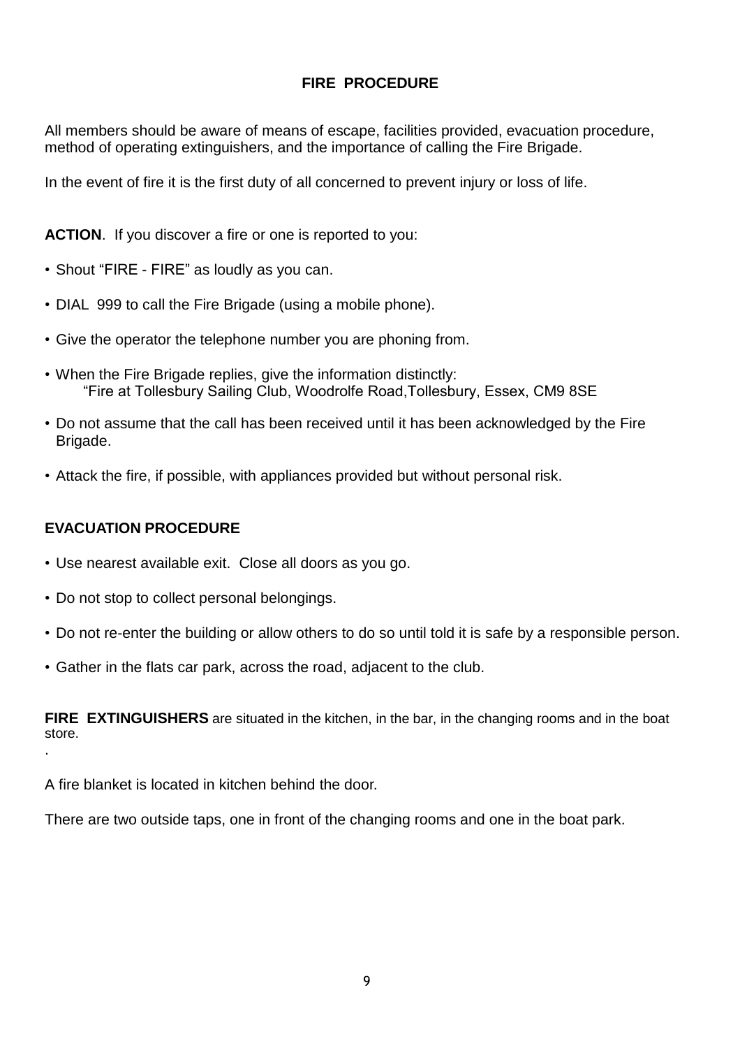## FIRE PROCEDURE

All members should be aware of means of escape, facilities provided, evacuation procedure, method of operating extinguishers, and the importance of calling the Fire Brigade.

In the event of fire it is the first duty of all concerned to prevent injury or loss of life.

**ACTION**. If you discover a fire or one is reported to you:

- Shout "FIRE - FIRE" as loudly as you can.
- DIAL 999 to call the Fire Brigade (using a mobile phone).
- Give the operator the telephone number you are phoning from.
- When the Fire Brigade replies, give the information distinctly:
  "Fire at Tollesbury Sailing Club, Woodrolfe Road,Tollesbury, Essex, CM9 8SE
- Do not assume that the call has been received until it has been acknowledged by the Fire Brigade.
- Attack the fire, if possible, with appliances provided but without personal risk.

**EVACUATION PROCEDURE**

- Use nearest available exit. Close all doors as you go.
- Do not stop to collect personal belongings.
- Do not re-enter the building or allow others to do so until told it is safe by a responsible person.
- Gather in the flats car park, across the road, adjacent to the club.

**FIRE EXTINGUISHERS** are situated in the kitchen, in the bar, in the changing rooms and in the boat store.

.

A fire blanket is located in kitchen behind the door.

There are two outside taps, one in front of the changing rooms and one in the boat park.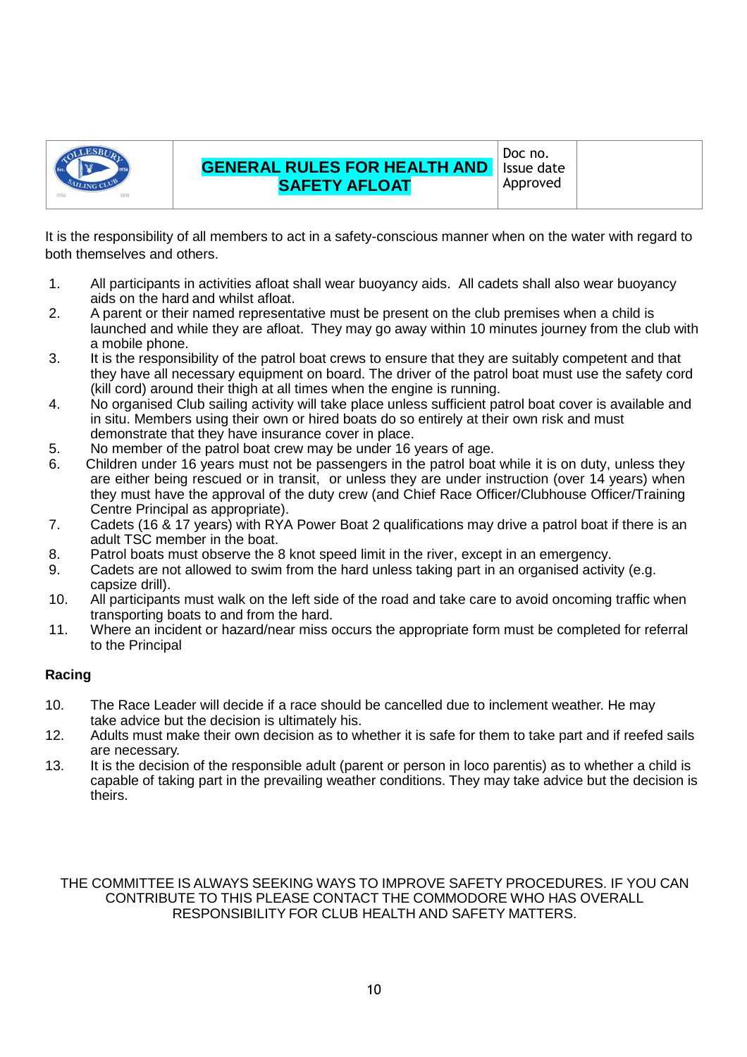| | GENERAL RULES FOR HEALTH AND SAFETY AFLOAT | Doc no.<br>Issue date<br>Approved | |
|---|---|---|---|

It is the responsibility of all members to act in a safety-conscious manner when on the water with regard to both themselves and others.

1. All participants in activities afloat shall wear buoyancy aids. All cadets shall also wear buoyancy aids on the hard and whilst afloat.
2. A parent or their named representative must be present on the club premises when a child is launched and while they are afloat. They may go away within 10 minutes journey from the club with a mobile phone.
3. It is the responsibility of the patrol boat crews to ensure that they are suitably competent and that they have all necessary equipment on board. The driver of the patrol boat must use the safety cord (kill cord) around their thigh at all times when the engine is running.
4. No organised Club sailing activity will take place unless sufficient patrol boat cover is available and in situ. Members using their own or hired boats do so entirely at their own risk and must demonstrate that they have insurance cover in place.
5. No member of the patrol boat crew may be under 16 years of age.
6. Children under 16 years must not be passengers in the patrol boat while it is on duty, unless they are either being rescued or in transit, or unless they are under instruction (over 14 years) when they must have the approval of the duty crew (and Chief Race Officer/Clubhouse Officer/Training Centre Principal as appropriate).
7. Cadets (16 & 17 years) with RYA Power Boat 2 qualifications may drive a patrol boat if there is an adult TSC member in the boat.
8. Patrol boats must observe the 8 knot speed limit in the river, except in an emergency.
9. Cadets are not allowed to swim from the hard unless taking part in an organised activity (e.g. capsize drill).
10. All participants must walk on the left side of the road and take care to avoid oncoming traffic when transporting boats to and from the hard.
11. Where an incident or hazard/near miss occurs the appropriate form must be completed for referral to the Principal

**Racing**

10. The Race Leader will decide if a race should be cancelled due to inclement weather. He may take advice but the decision is ultimately his.

12. Adults must make their own decision as to whether it is safe for them to take part and if reefed sails are necessary.

13. It is the decision of the responsible adult (parent or person in loco parentis) as to whether a child is capable of taking part in the prevailing weather conditions. They may take advice but the decision is theirs.

THE COMMITTEE IS ALWAYS SEEKING WAYS TO IMPROVE SAFETY PROCEDURES. IF YOU CAN CONTRIBUTE TO THIS PLEASE CONTACT THE COMMODORE WHO HAS OVERALL RESPONSIBILITY FOR CLUB HEALTH AND SAFETY MATTERS.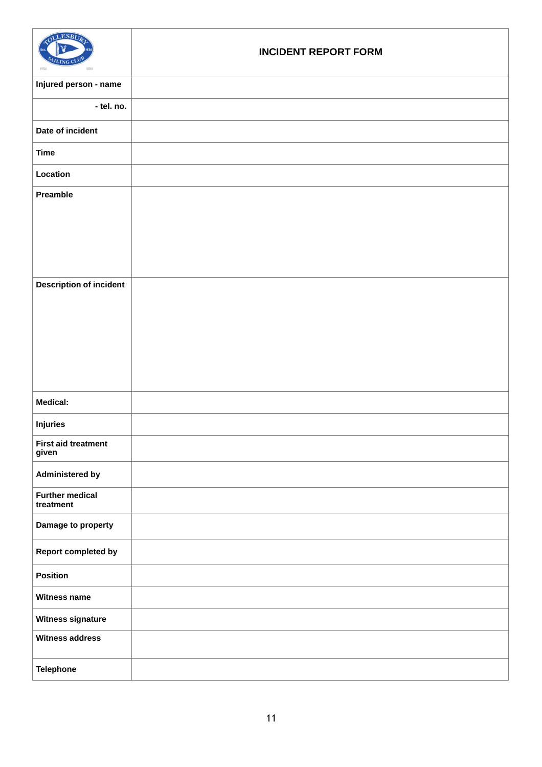| | INCIDENT REPORT FORM |
|---|---|
| Injured person - name | |
| - tel. no. | |
| Date of incident | |
| Time | |
| Location | |
| Preamble | |
| Description of incident | |
| Medical: | |
| Injuries | |
| First aid treatment given | |
| Administered by | |
| Further medical treatment | |
| Damage to property | |
| Report completed by | |
| Position | |
| Witness name | |
| Witness signature | |
| Witness address | |
| Telephone | |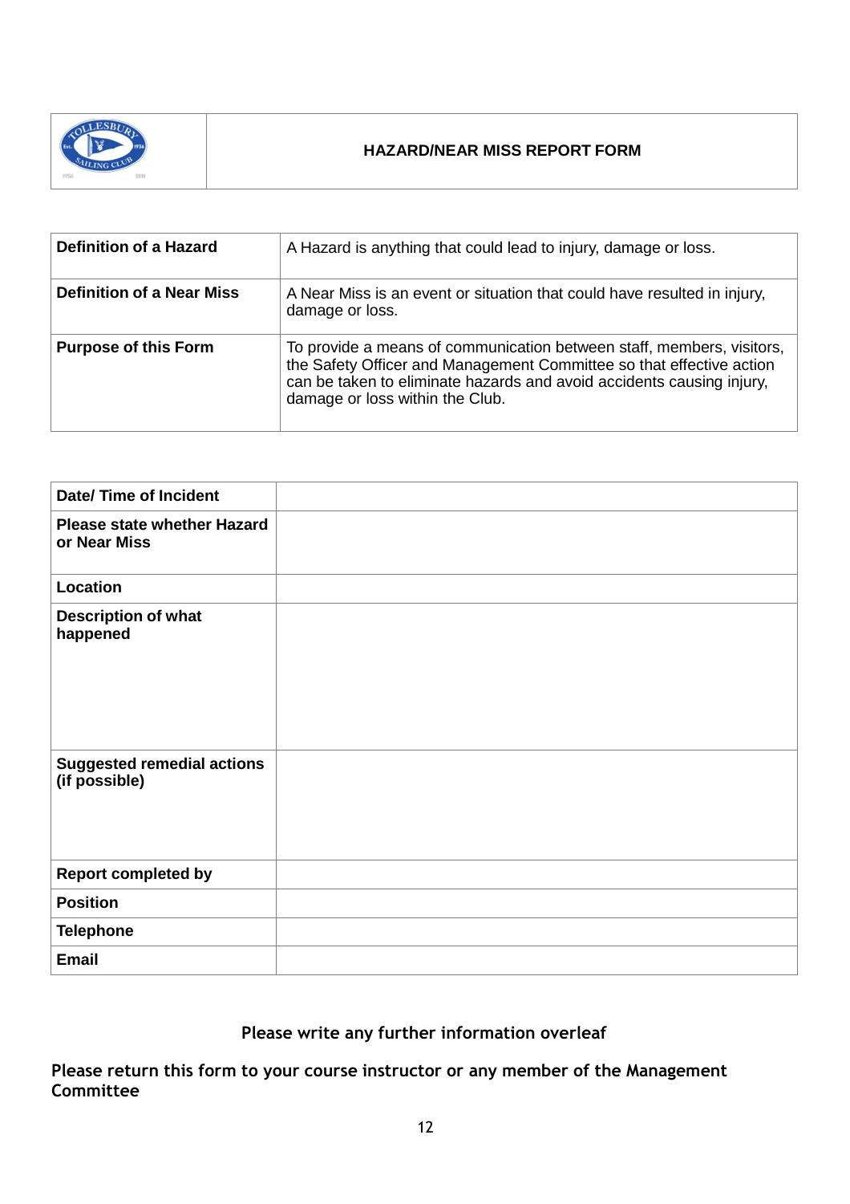# HAZARD/NEAR MISS REPORT FORM

| **Definition of a Hazard** | A Hazard is anything that could lead to injury, damage or loss. |
|---|---|
| **Definition of a Near Miss** | A Near Miss is an event or situation that could have resulted in injury, damage or loss. |
| **Purpose of this Form** | To provide a means of communication between staff, members, visitors, the Safety Officer and Management Committee so that effective action can be taken to eliminate hazards and avoid accidents causing injury, damage or loss within the Club. |

| **Date/ Time of Incident** | |
|---|---|
| **Please state whether Hazard or Near Miss** | |
| **Location** | |
| **Description of what happened** | |
| **Suggested remedial actions (if possible)** | |
| **Report completed by** | |
| **Position** | |
| **Telephone** | |
| **Email** | |

**Please write any further information overleaf**

**Please return this form to your course instructor or any member of the Management Committee**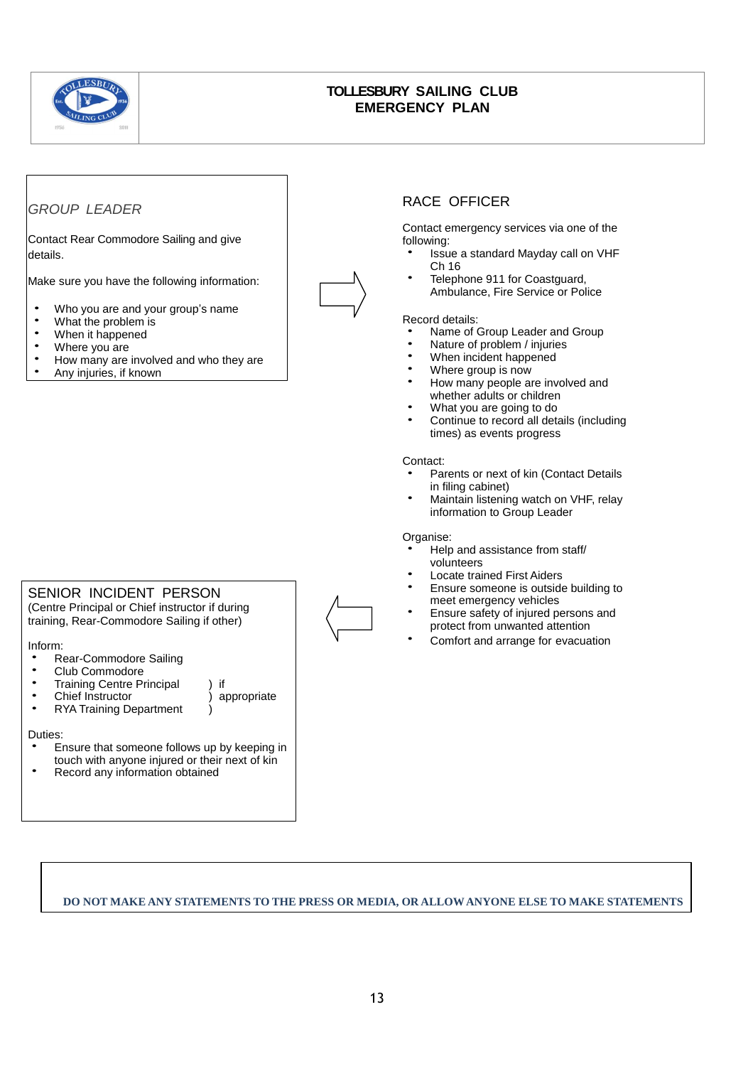# TOLLESBURY SAILING CLUB
# EMERGENCY PLAN

## *GROUP LEADER*

Contact Rear Commodore Sailing and give details.

Make sure you have the following information:

- Who you are and your group's name
- What the problem is
- When it happened
- Where you are
- How many are involved and who they are
- Any injuries, if known

## RACE OFFICER

Contact emergency services via one of the following:

- Issue a standard Mayday call on VHF Ch 16
- Telephone 911 for Coastguard, Ambulance, Fire Service or Police

Record details:

- Name of Group Leader and Group
- Nature of problem / injuries
- When incident happened
- Where group is now
- How many people are involved and whether adults or children
- What you are going to do
- Continue to record all details (including times) as events progress

Contact:

- Parents or next of kin (Contact Details in filing cabinet)
- Maintain listening watch on VHF, relay information to Group Leader

Organise:

- Help and assistance from staff/ volunteers
- Locate trained First Aiders
- Ensure someone is outside building to meet emergency vehicles
- Ensure safety of injured persons and protect from unwanted attention
- Comfort and arrange for evacuation

## SENIOR INCIDENT PERSON

(Centre Principal or Chief instructor if during training, Rear-Commodore Sailing if other)

Inform:

- Rear-Commodore Sailing
- Club Commodore
- Training Centre Principal ) if
- Chief Instructor ) appropriate
- RYA Training Department )

Duties:

- Ensure that someone follows up by keeping in touch with anyone injured or their next of kin
- Record any information obtained

**DO NOT MAKE ANY STATEMENTS TO THE PRESS OR MEDIA, OR ALLOW ANYONE ELSE TO MAKE STATEMENTS**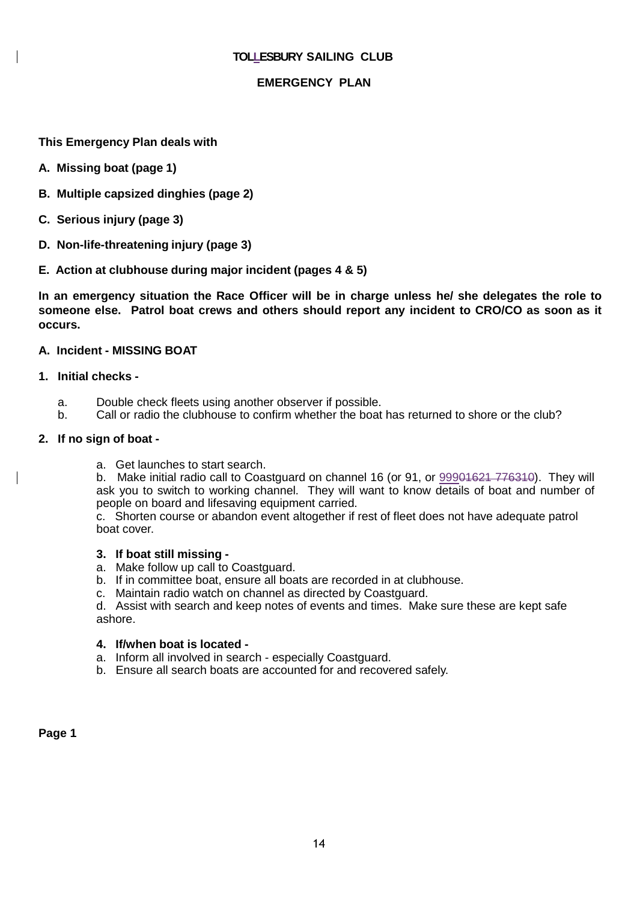# TOLLESBURY SAILING CLUB

## EMERGENCY PLAN

**This Emergency Plan deals with**

**A. Missing boat (page 1)**

**B. Multiple capsized dinghies (page 2)**

**C. Serious injury (page 3)**

**D. Non-life-threatening injury (page 3)**

**E. Action at clubhouse during major incident (pages 4 & 5)**

**In an emergency situation the Race Officer will be in charge unless he/ she delegates the role to someone else. Patrol boat crews and others should report any incident to CRO/CO as soon as it occurs.**

### A. Incident - MISSING BOAT

**1. Initial checks -**

a. Double check fleets using another observer if possible.
b. Call or radio the clubhouse to confirm whether the boat has returned to shore or the club?

**2. If no sign of boat -**

a. Get launches to start search.
b. Make initial radio call to Coastguard on channel 16 (or 91, or 999~~01621 776310~~). They will ask you to switch to working channel. They will want to know details of boat and number of people on board and lifesaving equipment carried.
c. Shorten course or abandon event altogether if rest of fleet does not have adequate patrol boat cover.

**3. If boat still missing -**

a. Make follow up call to Coastguard.
b. If in committee boat, ensure all boats are recorded in at clubhouse.
c. Maintain radio watch on channel as directed by Coastguard.
d. Assist with search and keep notes of events and times. Make sure these are kept safe ashore.

**4. If/when boat is located -**

a. Inform all involved in search - especially Coastguard.
b. Ensure all search boats are accounted for and recovered safely.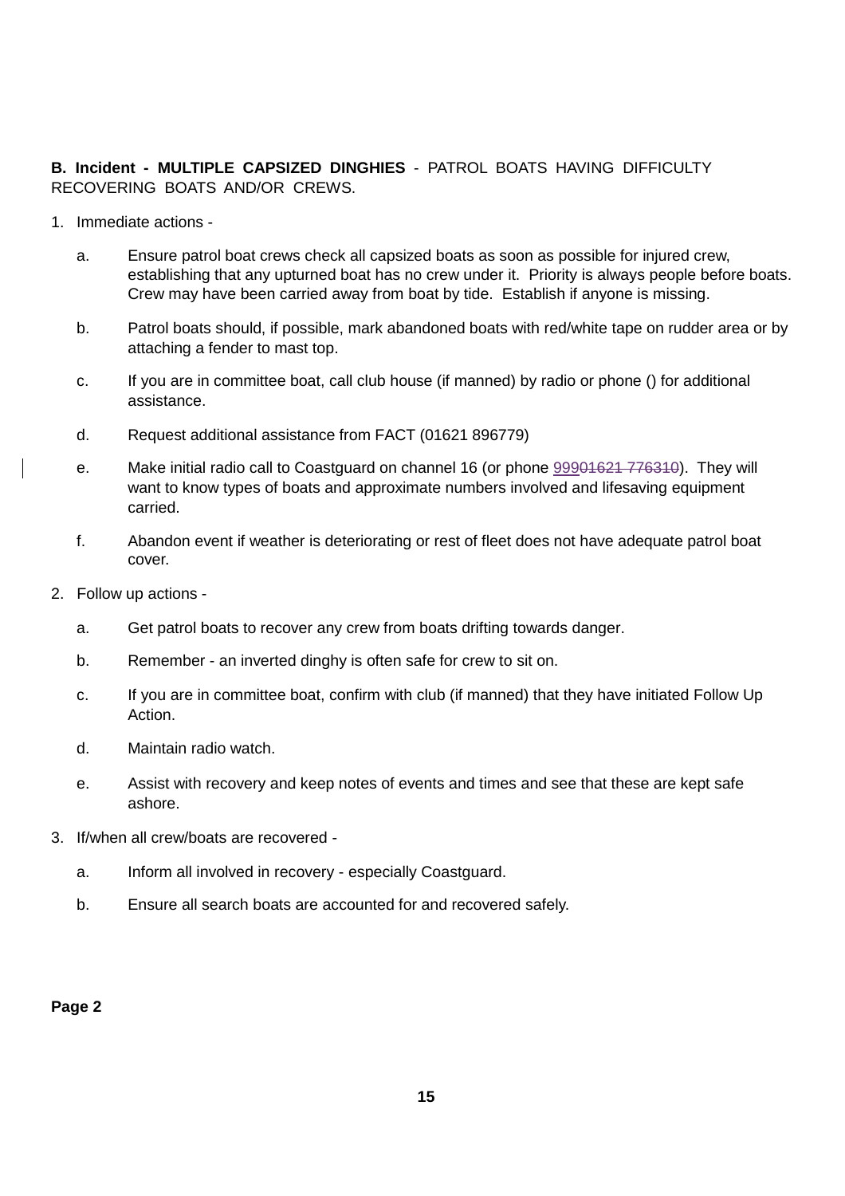**B. Incident - MULTIPLE CAPSIZED DINGHIES** - PATROL BOATS HAVING DIFFICULTY RECOVERING BOATS AND/OR CREWS.

1. Immediate actions -

   a. Ensure patrol boat crews check all capsized boats as soon as possible for injured crew, establishing that any upturned boat has no crew under it. Priority is always people before boats. Crew may have been carried away from boat by tide. Establish if anyone is missing.

   b. Patrol boats should, if possible, mark abandoned boats with red/white tape on rudder area or by attaching a fender to mast top.

   c. If you are in committee boat, call club house (if manned) by radio or phone () for additional assistance.

   d. Request additional assistance from FACT (01621 896779)

   e. Make initial radio call to Coastguard on channel 16 (or phone 999~~01621 776310~~). They will want to know types of boats and approximate numbers involved and lifesaving equipment carried.

   f. Abandon event if weather is deteriorating or rest of fleet does not have adequate patrol boat cover.

2. Follow up actions -

   a. Get patrol boats to recover any crew from boats drifting towards danger.

   b. Remember - an inverted dinghy is often safe for crew to sit on.

   c. If you are in committee boat, confirm with club (if manned) that they have initiated Follow Up Action.

   d. Maintain radio watch.

   e. Assist with recovery and keep notes of events and times and see that these are kept safe ashore.

3. If/when all crew/boats are recovered -

   a. Inform all involved in recovery - especially Coastguard.

   b. Ensure all search boats are accounted for and recovered safely.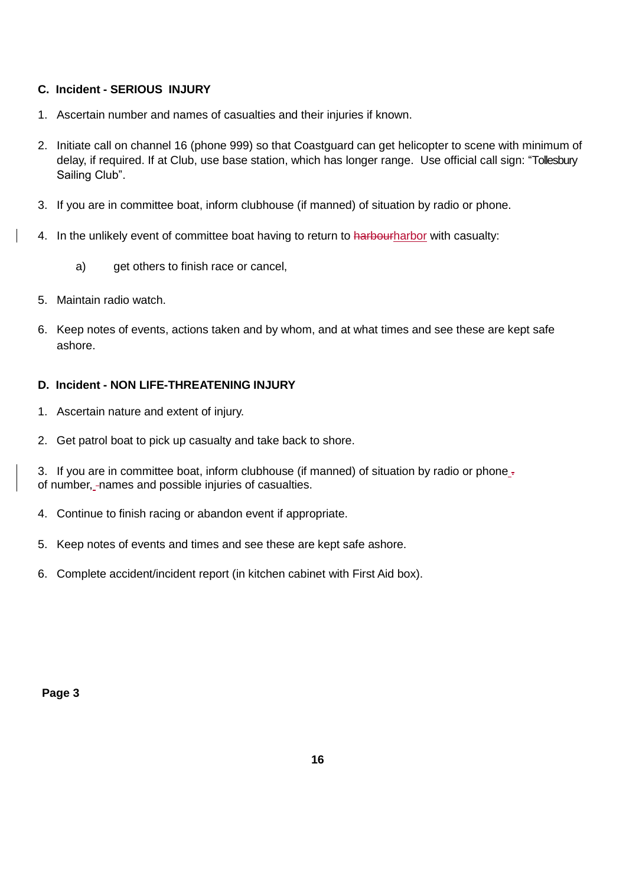**C. Incident - SERIOUS INJURY**

1. Ascertain number and names of casualties and their injuries if known.

2. Initiate call on channel 16 (phone 999) so that Coastguard can get helicopter to scene with minimum of delay, if required. If at Club, use base station, which has longer range. Use official call sign: "Tollesbury Sailing Club".

3. If you are in committee boat, inform clubhouse (if manned) of situation by radio or phone.

4. In the unlikely event of committee boat having to return to harbor with casualty:

   a) get others to finish race or cancel,

5. Maintain radio watch.

6. Keep notes of events, actions taken and by whom, and at what times and see these are kept safe ashore.

**D. Incident - NON LIFE-THREATENING INJURY**

1. Ascertain nature and extent of injury.

2. Get patrol boat to pick up casualty and take back to shore.

3. If you are in committee boat, inform clubhouse (if manned) of situation by radio or phone of number, names and possible injuries of casualties.

4. Continue to finish racing or abandon event if appropriate.

5. Keep notes of events and times and see these are kept safe ashore.

6. Complete accident/incident report (in kitchen cabinet with First Aid box).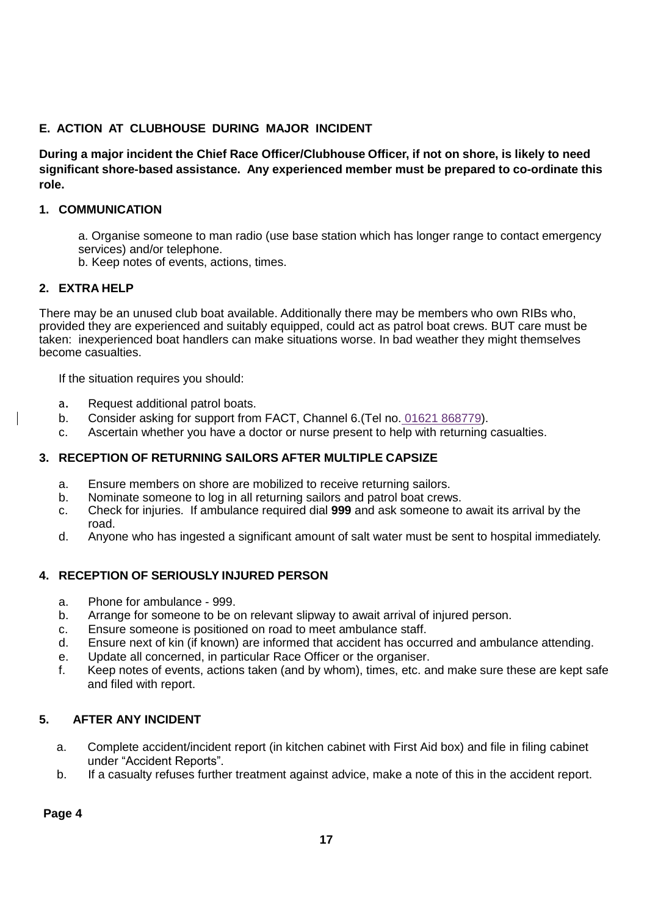## E. ACTION AT CLUBHOUSE DURING MAJOR INCIDENT

**During a major incident the Chief Race Officer/Clubhouse Officer, if not on shore, is likely to need significant shore-based assistance. Any experienced member must be prepared to co-ordinate this role.**

### 1. COMMUNICATION

a. Organise someone to man radio (use base station which has longer range to contact emergency services) and/or telephone.
b. Keep notes of events, actions, times.

### 2. EXTRA HELP

There may be an unused club boat available. Additionally there may be members who own RIBs who, provided they are experienced and suitably equipped, could act as patrol boat crews. BUT care must be taken: inexperienced boat handlers can make situations worse. In bad weather they might themselves become casualties.

If the situation requires you should:

a. Request additional patrol boats.
b. Consider asking for support from FACT, Channel 6.(Tel no. 01621 868779).
c. Ascertain whether you have a doctor or nurse present to help with returning casualties.

### 3. RECEPTION OF RETURNING SAILORS AFTER MULTIPLE CAPSIZE

a. Ensure members on shore are mobilized to receive returning sailors.
b. Nominate someone to log in all returning sailors and patrol boat crews.
c. Check for injuries. If ambulance required dial **999** and ask someone to await its arrival by the road.
d. Anyone who has ingested a significant amount of salt water must be sent to hospital immediately.

### 4. RECEPTION OF SERIOUSLY INJURED PERSON

a. Phone for ambulance - 999.
b. Arrange for someone to be on relevant slipway to await arrival of injured person.
c. Ensure someone is positioned on road to meet ambulance staff.
d. Ensure next of kin (if known) are informed that accident has occurred and ambulance attending.
e. Update all concerned, in particular Race Officer or the organiser.
f. Keep notes of events, actions taken (and by whom), times, etc. and make sure these are kept safe and filed with report.

### 5. AFTER ANY INCIDENT

a. Complete accident/incident report (in kitchen cabinet with First Aid box) and file in filing cabinet under “Accident Reports”.
b. If a casualty refuses further treatment against advice, make a note of this in the accident report.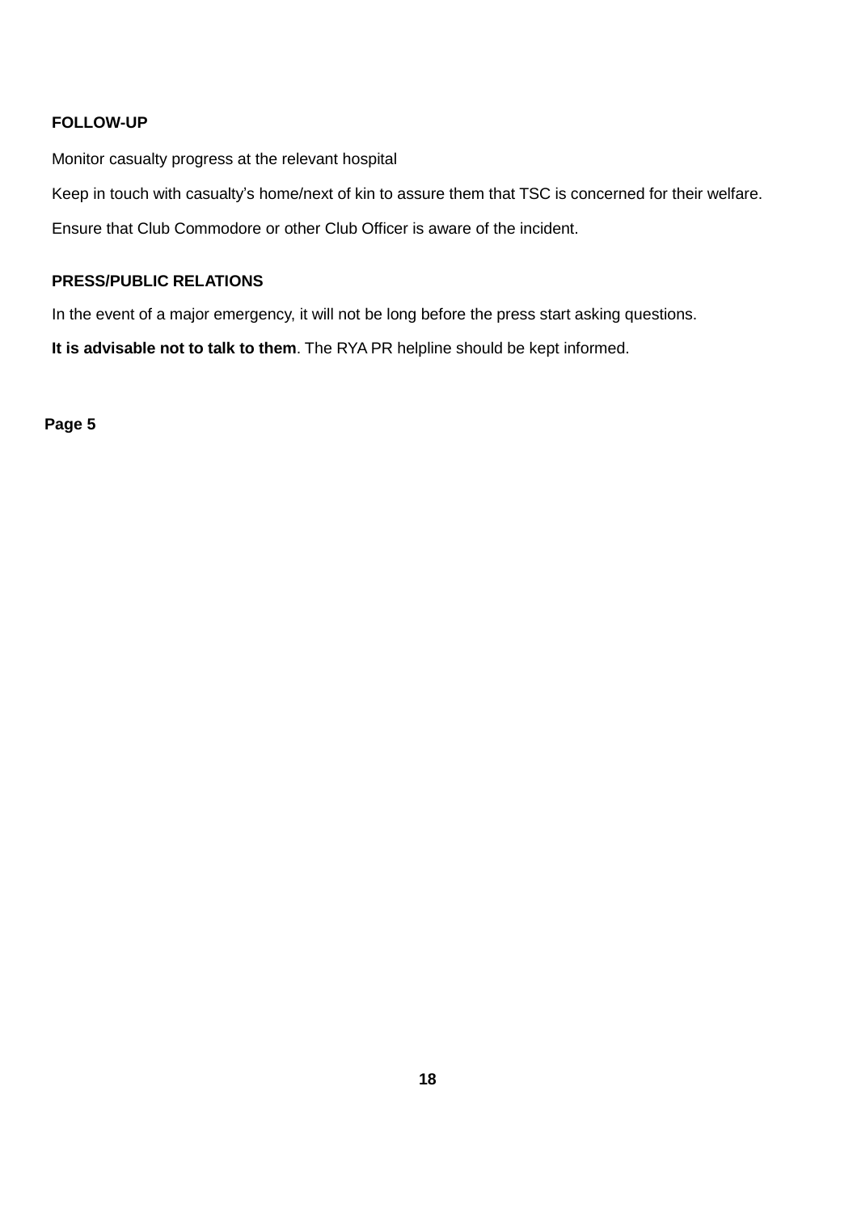**FOLLOW-UP**

Monitor casualty progress at the relevant hospital

Keep in touch with casualty's home/next of kin to assure them that TSC is concerned for their welfare.

Ensure that Club Commodore or other Club Officer is aware of the incident.

**PRESS/PUBLIC RELATIONS**

In the event of a major emergency, it will not be long before the press start asking questions.

**It is advisable not to talk to them**. The RYA PR helpline should be kept informed.

**Page 5**